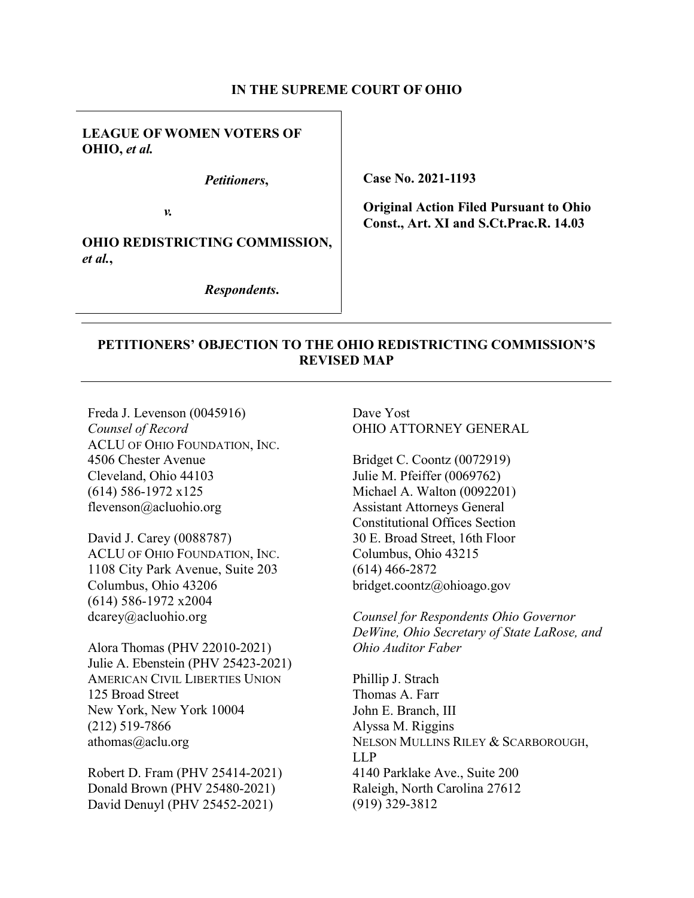**IN THE SUPREME COURT OF OHIO**

**LEAGUE OF WOMEN VOTERS OF OHIO,** ***et al.***

*Petitioners*,

*v.*

**OHIO REDISTRICTING COMMISSION,** ***et al.*****,**

*Respondents*.

**Case No. 2021-1193**

**Original Action Filed Pursuant to Ohio Const., Art. XI and S.Ct.Prac.R. 14.03**

---

**PETITIONERS' OBJECTION TO THE OHIO REDISTRICTING COMMISSION'S REVISED MAP**

---

Freda J. Levenson (0045916)
*Counsel of Record*
ACLU OF OHIO FOUNDATION, INC.
4506 Chester Avenue
Cleveland, Ohio 44103
(614) 586-1972 x125
flevenson@acluohio.org

David J. Carey (0088787)
ACLU OF OHIO FOUNDATION, INC.
1108 City Park Avenue, Suite 203
Columbus, Ohio 43206
(614) 586-1972 x2004
dcarey@acluohio.org

Alora Thomas (PHV 22010-2021)
Julie A. Ebenstein (PHV 25423-2021)
AMERICAN CIVIL LIBERTIES UNION
125 Broad Street
New York, New York 10004
(212) 519-7866
athomas@aclu.org

Robert D. Fram (PHV 25414-2021)
Donald Brown (PHV 25480-2021)
David Denuyl (PHV 25452-2021)

Dave Yost
OHIO ATTORNEY GENERAL

Bridget C. Coontz (0072919)
Julie M. Pfeiffer (0069762)
Michael A. Walton (0092201)
Assistant Attorneys General
Constitutional Offices Section
30 E. Broad Street, 16th Floor
Columbus, Ohio 43215
(614) 466-2872
bridget.coontz@ohioago.gov

*Counsel for Respondents Ohio Governor DeWine, Ohio Secretary of State LaRose, and Ohio Auditor Faber*

Phillip J. Strach
Thomas A. Farr
John E. Branch, III
Alyssa M. Riggins
NELSON MULLINS RILEY & SCARBOROUGH, LLP
4140 Parklake Ave., Suite 200
Raleigh, North Carolina 27612
(919) 329-3812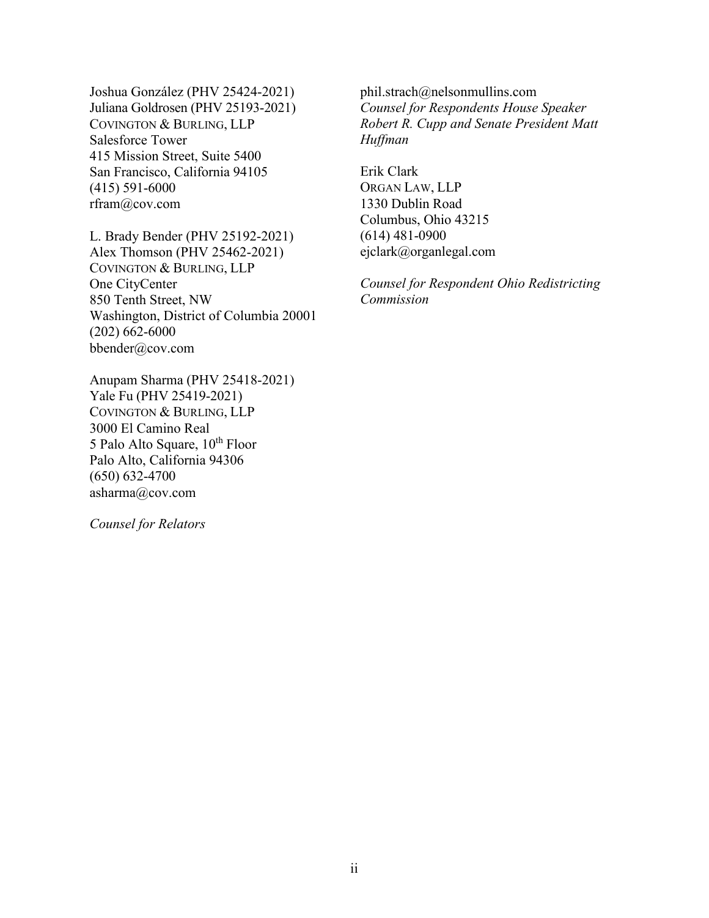Joshua González (PHV 25424-2021)
Juliana Goldrosen (PHV 25193-2021)
COVINGTON & BURLING, LLP
Salesforce Tower
415 Mission Street, Suite 5400
San Francisco, California 94105
(415) 591-6000
rfram@cov.com

L. Brady Bender (PHV 25192-2021)
Alex Thomson (PHV 25462-2021)
COVINGTON & BURLING, LLP
One CityCenter
850 Tenth Street, NW
Washington, District of Columbia 20001
(202) 662-6000
bbender@cov.com

Anupam Sharma (PHV 25418-2021)
Yale Fu (PHV 25419-2021)
COVINGTON & BURLING, LLP
3000 El Camino Real
5 Palo Alto Square, 10th Floor
Palo Alto, California 94306
(650) 632-4700
asharma@cov.com

*Counsel for Relators*

phil.strach@nelsonmullins.com
*Counsel for Respondents House Speaker Robert R. Cupp and Senate President Matt Huffman*

Erik Clark
ORGAN LAW, LLP
1330 Dublin Road
Columbus, Ohio 43215
(614) 481-0900
ejclark@organlegal.com

*Counsel for Respondent Ohio Redistricting Commission*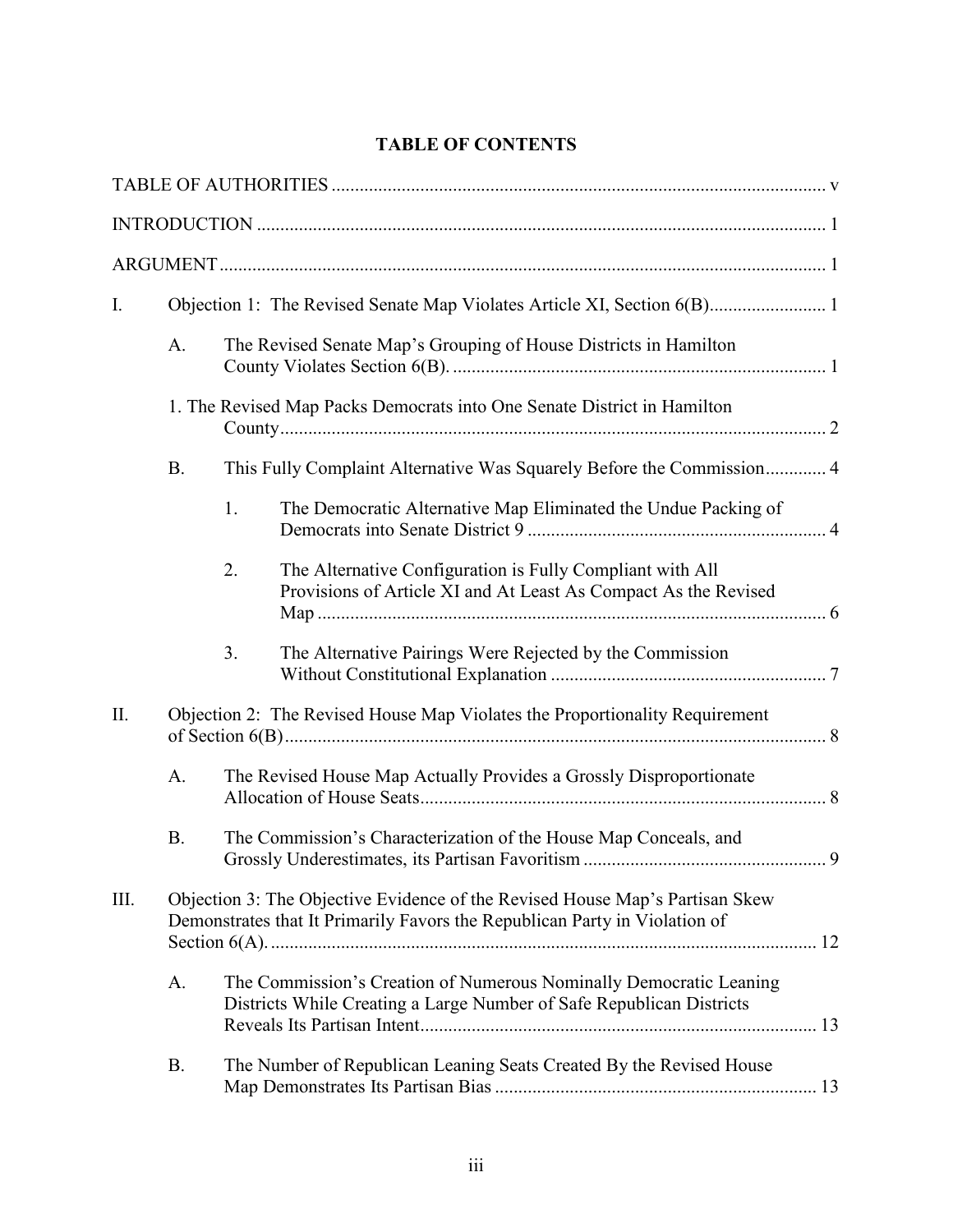# TABLE OF CONTENTS

TABLE OF AUTHORITIES ........................................................................................................ v

INTRODUCTION ........................................................................................................................ 1

ARGUMENT ............................................................................................................................... 1

I. Objection 1: The Revised Senate Map Violates Article XI, Section 6(B) ......................... 1

   A. The Revised Senate Map's Grouping of House Districts in Hamilton County Violates Section 6(B). ............................................................................... 1

   1. The Revised Map Packs Democrats into One Senate District in Hamilton County .................................................................................................................... 2

   B. This Fully Complaint Alternative Was Squarely Before the Commission ............. 4

      1. The Democratic Alternative Map Eliminated the Undue Packing of Democrats into Senate District 9 ............................................................... 4

      2. The Alternative Configuration is Fully Compliant with All Provisions of Article XI and At Least As Compact As the Revised Map .......................................................................................................... 6

      3. The Alternative Pairings Were Rejected by the Commission Without Constitutional Explanation ........................................................... 7

II. Objection 2: The Revised House Map Violates the Proportionality Requirement of Section 6(B) ................................................................................................................... 8

   A. The Revised House Map Actually Provides a Grossly Disproportionate Allocation of House Seats ...................................................................................... 8

   B. The Commission's Characterization of the House Map Conceals, and Grossly Underestimates, its Partisan Favoritism ................................................... 9

III. Objection 3: The Objective Evidence of the Revised House Map's Partisan Skew Demonstrates that It Primarily Favors the Republican Party in Violation of Section 6(A). ................................................................................................................... 12

   A. The Commission's Creation of Numerous Nominally Democratic Leaning Districts While Creating a Large Number of Safe Republican Districts Reveals Its Partisan Intent .................................................................................... 13

   B. The Number of Republican Leaning Seats Created By the Revised House Map Demonstrates Its Partisan Bias ..................................................................... 13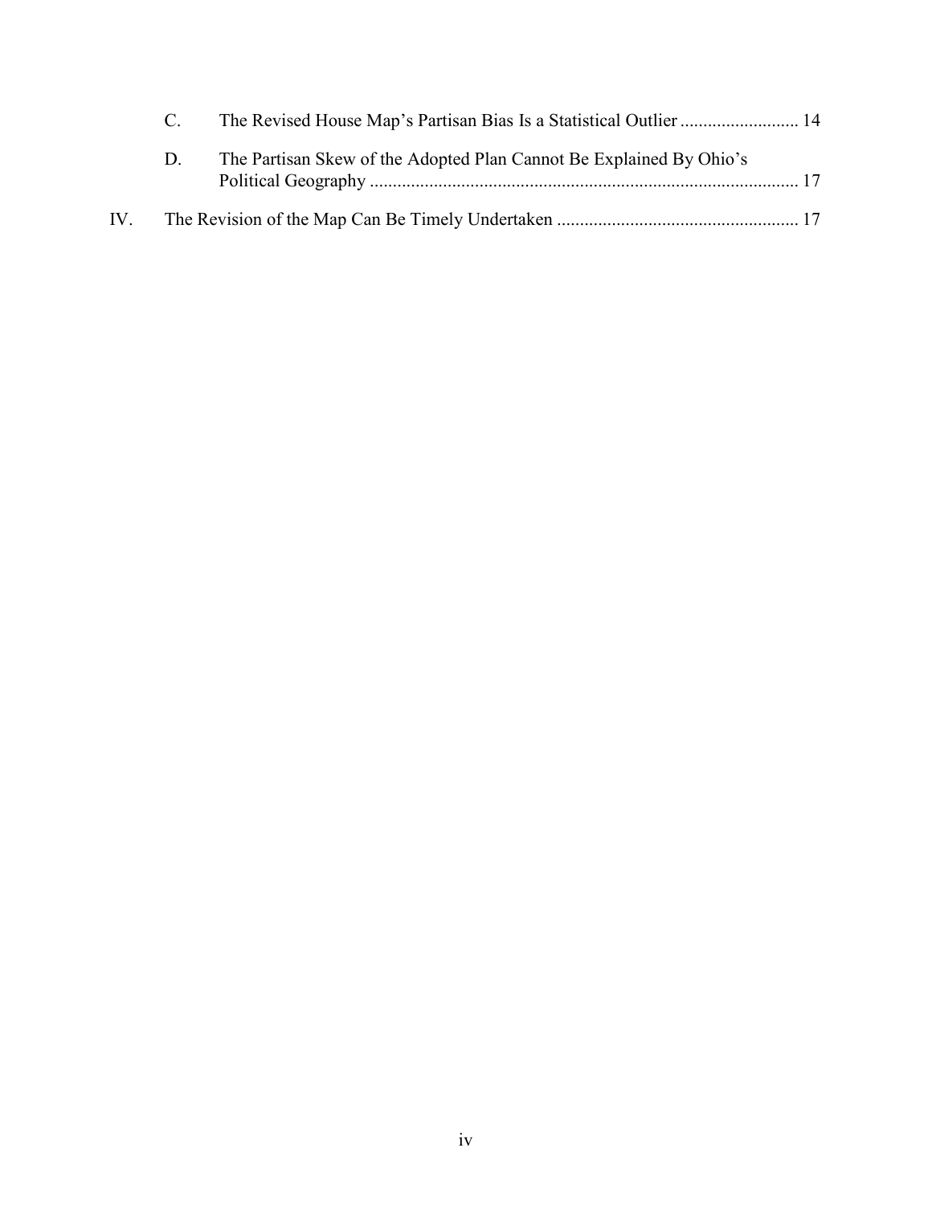C. The Revised House Map's Partisan Bias Is a Statistical Outlier .......................... 14

D. The Partisan Skew of the Adopted Plan Cannot Be Explained By Ohio's Political Geography ............................................................................................. 17

IV. The Revision of the Map Can Be Timely Undertaken .................................................... 17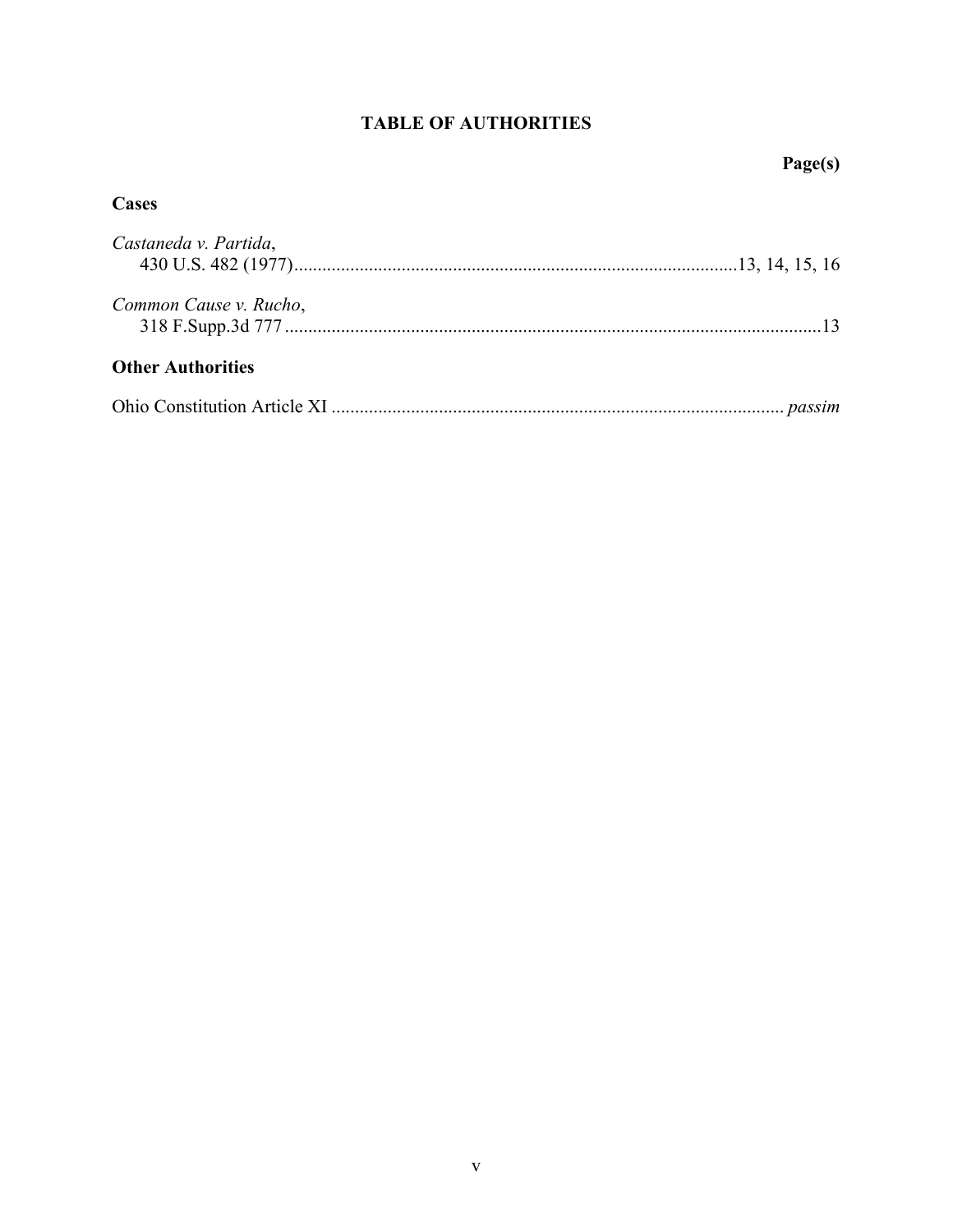# TABLE OF AUTHORITIES

**Page(s)**

## Cases

*Castaneda v. Partida*,
430 U.S. 482 (1977) ............................................................................................13, 14, 15, 16

*Common Cause v. Rucho*,
318 F.Supp.3d 777 ..................................................................................................................13

## Other Authorities

Ohio Constitution Article XI ................................................................................................ *passim*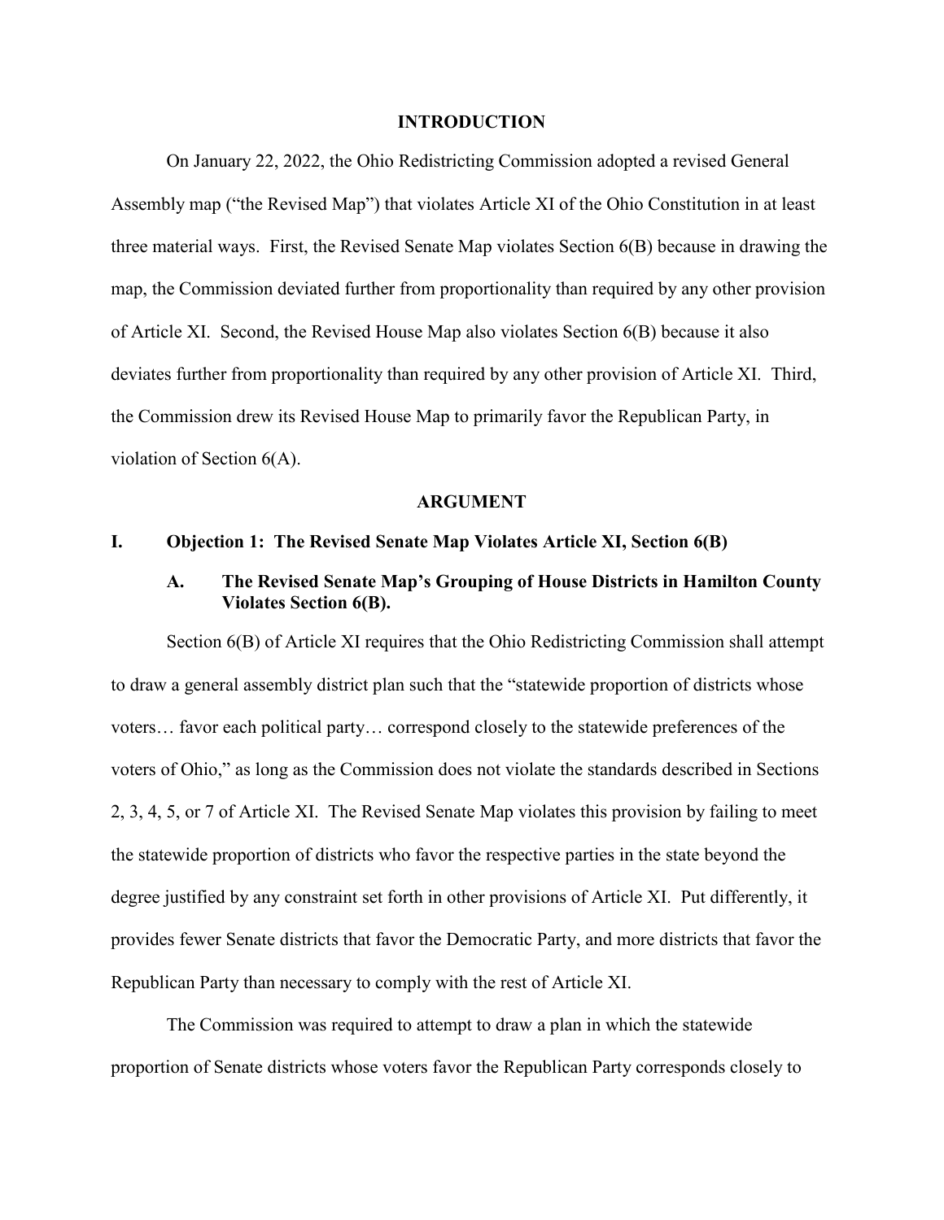## INTRODUCTION

On January 22, 2022, the Ohio Redistricting Commission adopted a revised General Assembly map ("the Revised Map") that violates Article XI of the Ohio Constitution in at least three material ways. First, the Revised Senate Map violates Section 6(B) because in drawing the map, the Commission deviated further from proportionality than required by any other provision of Article XI. Second, the Revised House Map also violates Section 6(B) because it also deviates further from proportionality than required by any other provision of Article XI. Third, the Commission drew its Revised House Map to primarily favor the Republican Party, in violation of Section 6(A).

## ARGUMENT

### I. Objection 1: The Revised Senate Map Violates Article XI, Section 6(B)

#### A. The Revised Senate Map's Grouping of House Districts in Hamilton County Violates Section 6(B).

Section 6(B) of Article XI requires that the Ohio Redistricting Commission shall attempt to draw a general assembly district plan such that the "statewide proportion of districts whose voters… favor each political party… correspond closely to the statewide preferences of the voters of Ohio," as long as the Commission does not violate the standards described in Sections 2, 3, 4, 5, or 7 of Article XI. The Revised Senate Map violates this provision by failing to meet the statewide proportion of districts who favor the respective parties in the state beyond the degree justified by any constraint set forth in other provisions of Article XI. Put differently, it provides fewer Senate districts that favor the Democratic Party, and more districts that favor the Republican Party than necessary to comply with the rest of Article XI.

The Commission was required to attempt to draw a plan in which the statewide proportion of Senate districts whose voters favor the Republican Party corresponds closely to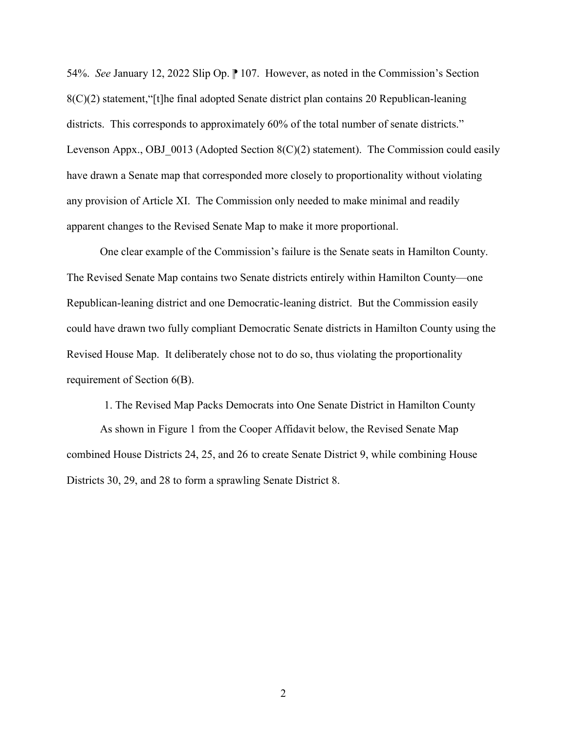54%. *See* January 12, 2022 Slip Op. ⁋ 107. However, as noted in the Commission's Section 8(C)(2) statement,"[t]he final adopted Senate district plan contains 20 Republican-leaning districts. This corresponds to approximately 60% of the total number of senate districts." Levenson Appx., OBJ_0013 (Adopted Section 8(C)(2) statement). The Commission could easily have drawn a Senate map that corresponded more closely to proportionality without violating any provision of Article XI. The Commission only needed to make minimal and readily apparent changes to the Revised Senate Map to make it more proportional.

One clear example of the Commission's failure is the Senate seats in Hamilton County. The Revised Senate Map contains two Senate districts entirely within Hamilton County—one Republican-leaning district and one Democratic-leaning district. But the Commission easily could have drawn two fully compliant Democratic Senate districts in Hamilton County using the Revised House Map. It deliberately chose not to do so, thus violating the proportionality requirement of Section 6(B).

1. The Revised Map Packs Democrats into One Senate District in Hamilton County

As shown in Figure 1 from the Cooper Affidavit below, the Revised Senate Map combined House Districts 24, 25, and 26 to create Senate District 9, while combining House Districts 30, 29, and 28 to form a sprawling Senate District 8.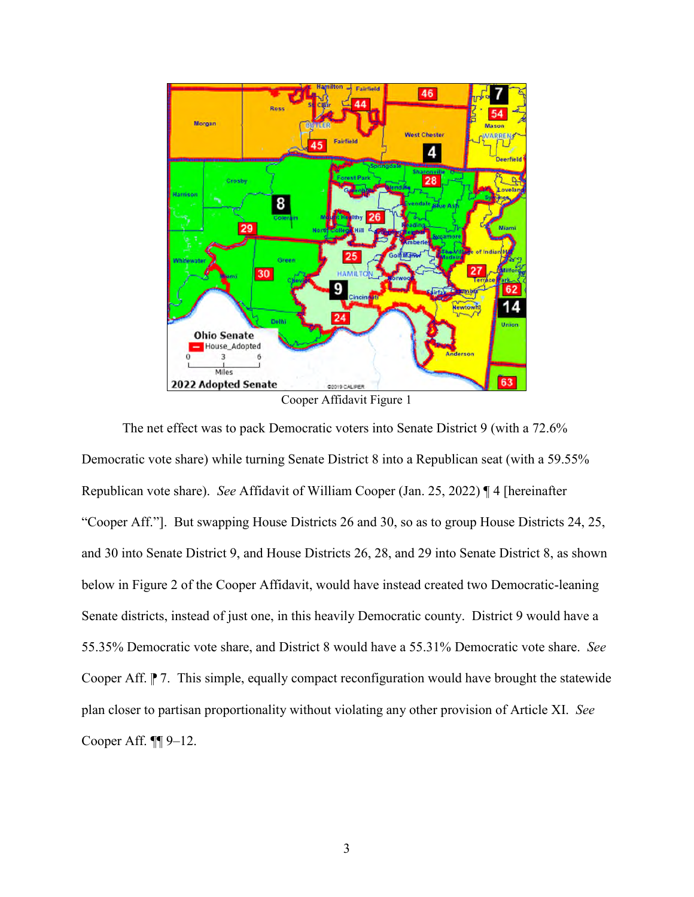Cooper Affidavit Figure 1

The net effect was to pack Democratic voters into Senate District 9 (with a 72.6% Democratic vote share) while turning Senate District 8 into a Republican seat (with a 59.55% Republican vote share). *See* Affidavit of William Cooper (Jan. 25, 2022) ¶ 4 [hereinafter "Cooper Aff."]. But swapping House Districts 26 and 30, so as to group House Districts 24, 25, and 30 into Senate District 9, and House Districts 26, 28, and 29 into Senate District 8, as shown below in Figure 2 of the Cooper Affidavit, would have instead created two Democratic-leaning Senate districts, instead of just one, in this heavily Democratic county. District 9 would have a 55.35% Democratic vote share, and District 8 would have a 55.31% Democratic vote share. *See* Cooper Aff. ¶ 7. This simple, equally compact reconfiguration would have brought the statewide plan closer to partisan proportionality without violating any other provision of Article XI. *See* Cooper Aff. ¶¶ 9–12.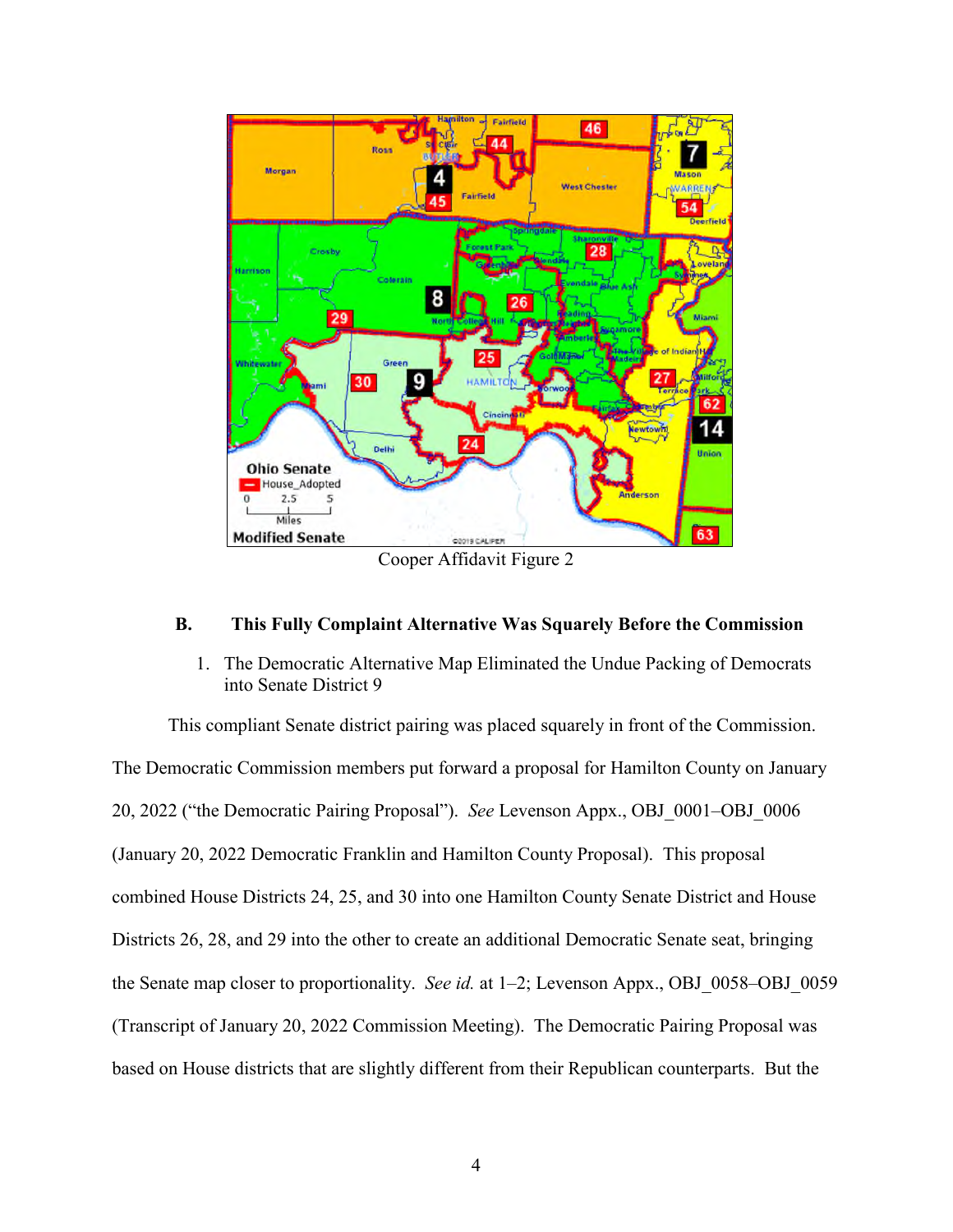Cooper Affidavit Figure 2

### B. This Fully Complaint Alternative Was Squarely Before the Commission

1. The Democratic Alternative Map Eliminated the Undue Packing of Democrats into Senate District 9

This compliant Senate district pairing was placed squarely in front of the Commission. The Democratic Commission members put forward a proposal for Hamilton County on January 20, 2022 ("the Democratic Pairing Proposal"). *See* Levenson Appx., OBJ_0001–OBJ_0006 (January 20, 2022 Democratic Franklin and Hamilton County Proposal). This proposal combined House Districts 24, 25, and 30 into one Hamilton County Senate District and House Districts 26, 28, and 29 into the other to create an additional Democratic Senate seat, bringing the Senate map closer to proportionality. *See id.* at 1–2; Levenson Appx., OBJ_0058–OBJ_0059 (Transcript of January 20, 2022 Commission Meeting). The Democratic Pairing Proposal was based on House districts that are slightly different from their Republican counterparts. But the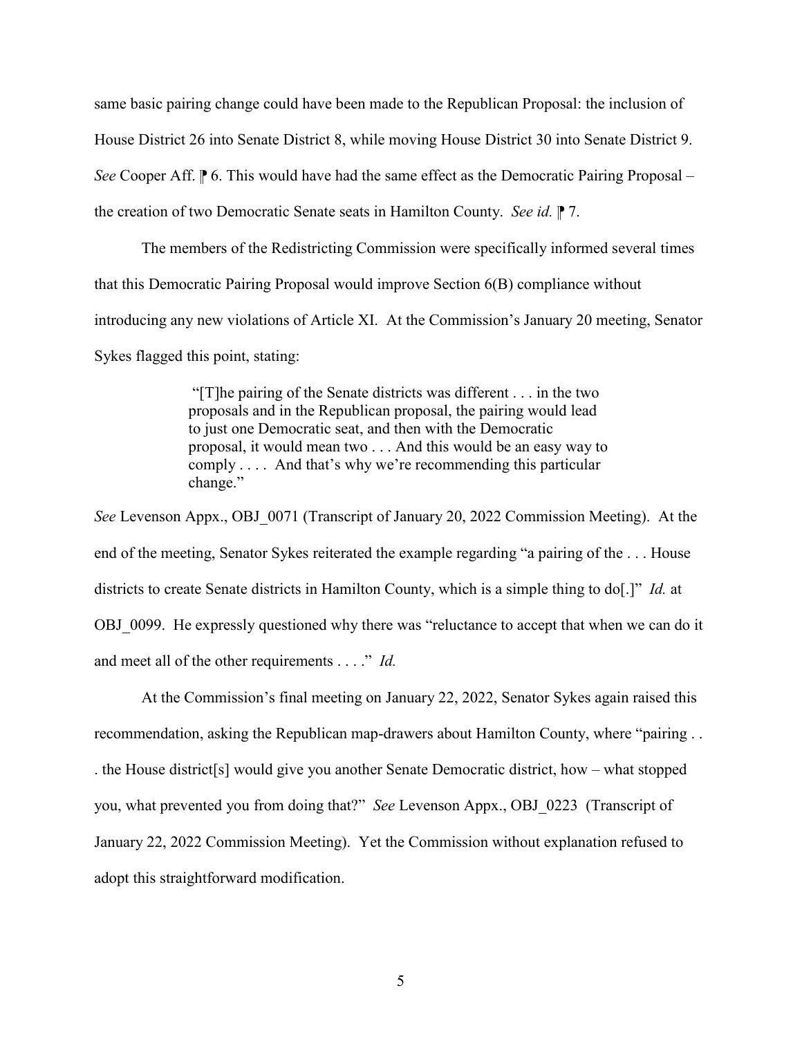same basic pairing change could have been made to the Republican Proposal: the inclusion of House District 26 into Senate District 8, while moving House District 30 into Senate District 9. *See* Cooper Aff. ⁋ 6. This would have had the same effect as the Democratic Pairing Proposal – the creation of two Democratic Senate seats in Hamilton County. *See id.* ⁋ 7.

The members of the Redistricting Commission were specifically informed several times that this Democratic Pairing Proposal would improve Section 6(B) compliance without introducing any new violations of Article XI. At the Commission's January 20 meeting, Senator Sykes flagged this point, stating:

> "[T]he pairing of the Senate districts was different . . . in the two proposals and in the Republican proposal, the pairing would lead to just one Democratic seat, and then with the Democratic proposal, it would mean two . . . And this would be an easy way to comply . . . . And that's why we're recommending this particular change."

*See* Levenson Appx., OBJ_0071 (Transcript of January 20, 2022 Commission Meeting). At the end of the meeting, Senator Sykes reiterated the example regarding "a pairing of the . . . House districts to create Senate districts in Hamilton County, which is a simple thing to do[.]" *Id.* at OBJ_0099. He expressly questioned why there was "reluctance to accept that when we can do it and meet all of the other requirements . . . ." *Id.*

At the Commission's final meeting on January 22, 2022, Senator Sykes again raised this recommendation, asking the Republican map-drawers about Hamilton County, where "pairing . . . the House district[s] would give you another Senate Democratic district, how – what stopped you, what prevented you from doing that?" *See* Levenson Appx., OBJ_0223 (Transcript of January 22, 2022 Commission Meeting). Yet the Commission without explanation refused to adopt this straightforward modification.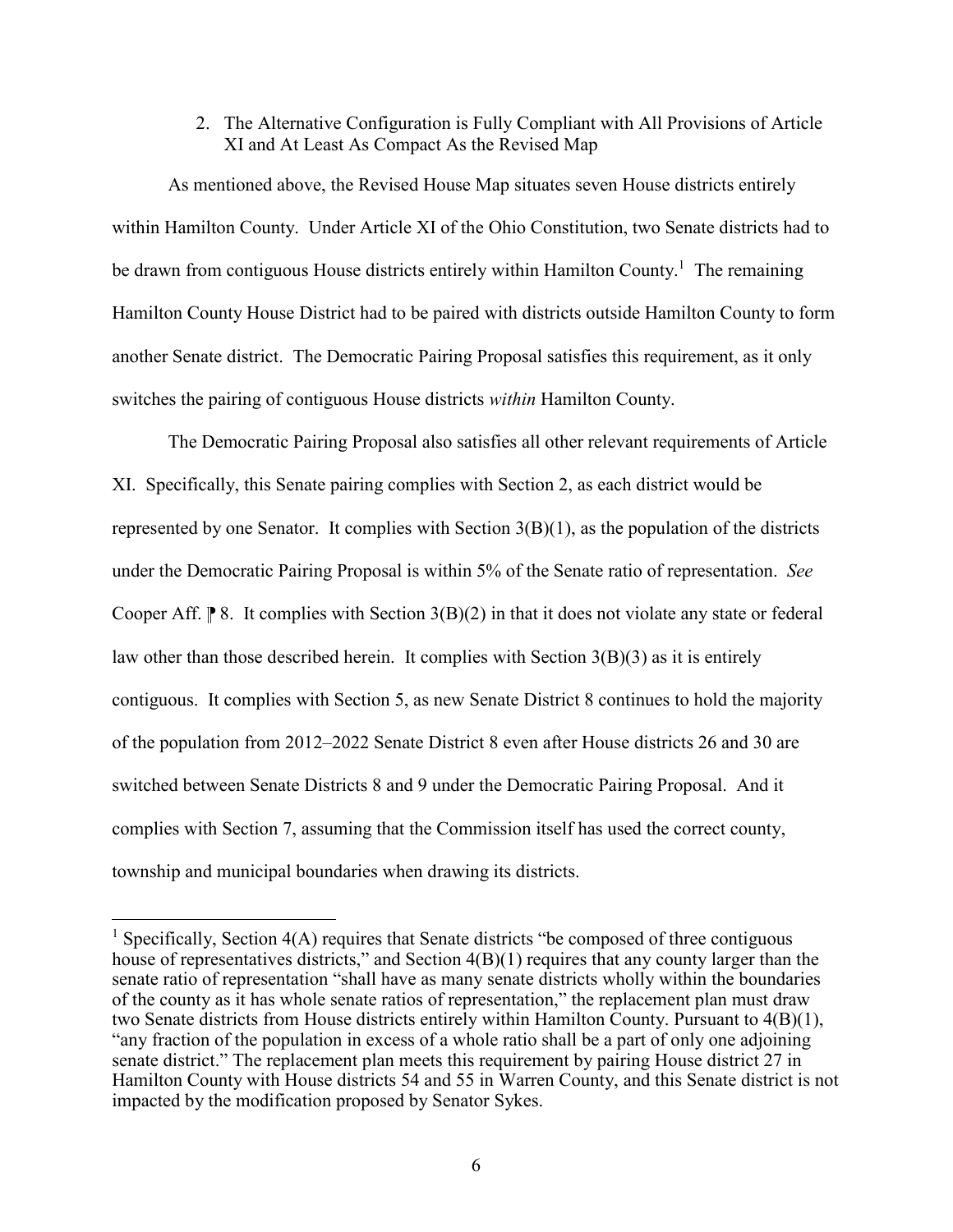### 2. The Alternative Configuration is Fully Compliant with All Provisions of Article XI and At Least As Compact As the Revised Map

As mentioned above, the Revised House Map situates seven House districts entirely within Hamilton County. Under Article XI of the Ohio Constitution, two Senate districts had to be drawn from contiguous House districts entirely within Hamilton County.[1] The remaining Hamilton County House District had to be paired with districts outside Hamilton County to form another Senate district. The Democratic Pairing Proposal satisfies this requirement, as it only switches the pairing of contiguous House districts *within* Hamilton County.

The Democratic Pairing Proposal also satisfies all other relevant requirements of Article XI. Specifically, this Senate pairing complies with Section 2, as each district would be represented by one Senator. It complies with Section 3(B)(1), as the population of the districts under the Democratic Pairing Proposal is within 5% of the Senate ratio of representation. *See* Cooper Aff. ⁋ 8. It complies with Section 3(B)(2) in that it does not violate any state or federal law other than those described herein. It complies with Section 3(B)(3) as it is entirely contiguous. It complies with Section 5, as new Senate District 8 continues to hold the majority of the population from 2012–2022 Senate District 8 even after House districts 26 and 30 are switched between Senate Districts 8 and 9 under the Democratic Pairing Proposal. And it complies with Section 7, assuming that the Commission itself has used the correct county, township and municipal boundaries when drawing its districts.

---

[1] Specifically, Section 4(A) requires that Senate districts "be composed of three contiguous house of representatives districts," and Section 4(B)(1) requires that any county larger than the senate ratio of representation "shall have as many senate districts wholly within the boundaries of the county as it has whole senate ratios of representation," the replacement plan must draw two Senate districts from House districts entirely within Hamilton County. Pursuant to 4(B)(1), "any fraction of the population in excess of a whole ratio shall be a part of only one adjoining senate district." The replacement plan meets this requirement by pairing House district 27 in Hamilton County with House districts 54 and 55 in Warren County, and this Senate district is not impacted by the modification proposed by Senator Sykes.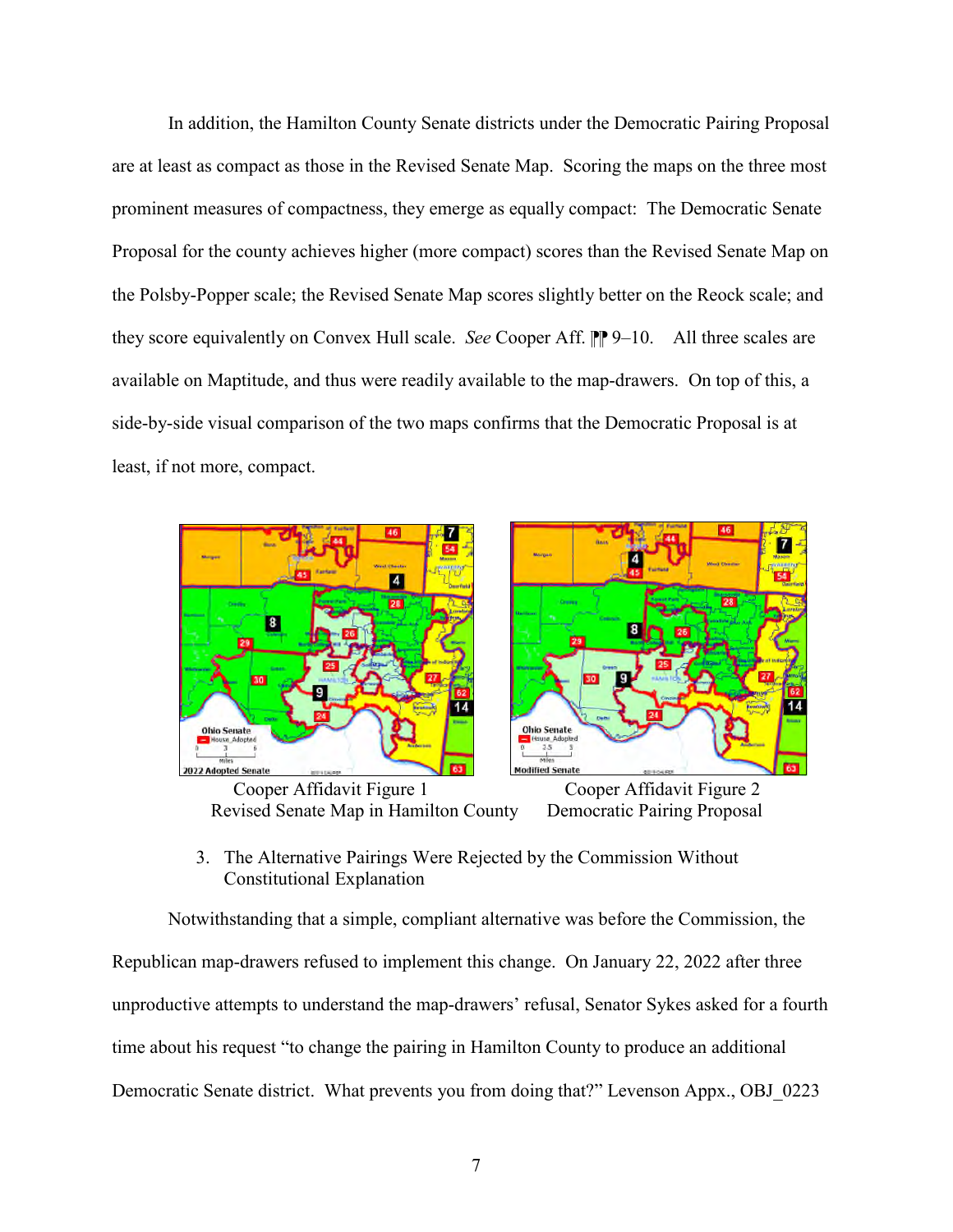In addition, the Hamilton County Senate districts under the Democratic Pairing Proposal are at least as compact as those in the Revised Senate Map. Scoring the maps on the three most prominent measures of compactness, they emerge as equally compact: The Democratic Senate Proposal for the county achieves higher (more compact) scores than the Revised Senate Map on the Polsby-Popper scale; the Revised Senate Map scores slightly better on the Reock scale; and they score equivalently on Convex Hull scale. *See* Cooper Aff. ¶¶ 9–10. All three scales are available on Maptitude, and thus were readily available to the map-drawers. On top of this, a side-by-side visual comparison of the two maps confirms that the Democratic Proposal is at least, if not more, compact.

Cooper Affidavit Figure 1
Revised Senate Map in Hamilton County

Cooper Affidavit Figure 2
Democratic Pairing Proposal

3. The Alternative Pairings Were Rejected by the Commission Without Constitutional Explanation

Notwithstanding that a simple, compliant alternative was before the Commission, the Republican map-drawers refused to implement this change. On January 22, 2022 after three unproductive attempts to understand the map-drawers' refusal, Senator Sykes asked for a fourth time about his request "to change the pairing in Hamilton County to produce an additional Democratic Senate district. What prevents you from doing that?" Levenson Appx., OBJ_0223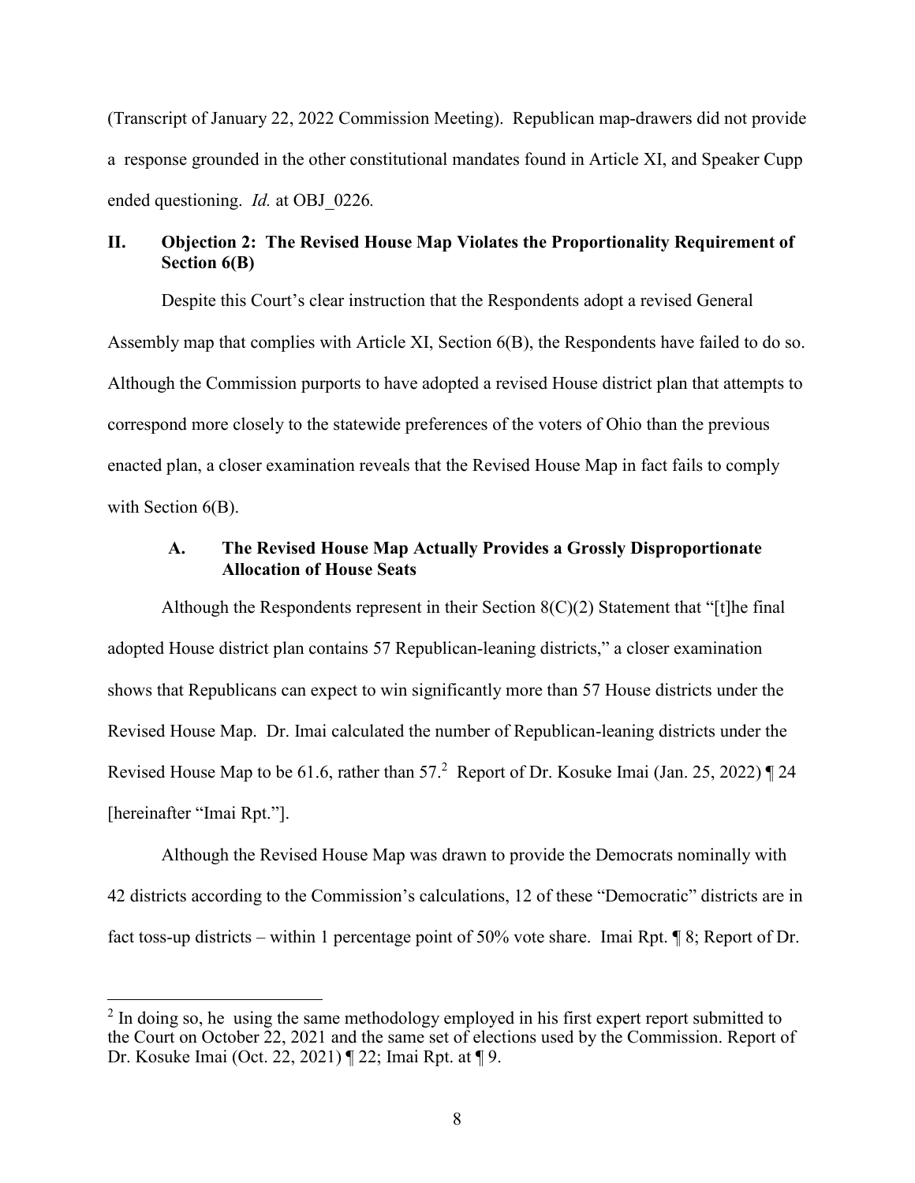(Transcript of January 22, 2022 Commission Meeting). Republican map-drawers did not provide a response grounded in the other constitutional mandates found in Article XI, and Speaker Cupp ended questioning. *Id.* at OBJ_0226*.*

## II. Objection 2: The Revised House Map Violates the Proportionality Requirement of Section 6(B)

Despite this Court's clear instruction that the Respondents adopt a revised General Assembly map that complies with Article XI, Section 6(B), the Respondents have failed to do so. Although the Commission purports to have adopted a revised House district plan that attempts to correspond more closely to the statewide preferences of the voters of Ohio than the previous enacted plan, a closer examination reveals that the Revised House Map in fact fails to comply with Section 6(B).

### A. The Revised House Map Actually Provides a Grossly Disproportionate Allocation of House Seats

Although the Respondents represent in their Section 8(C)(2) Statement that "[t]he final adopted House district plan contains 57 Republican-leaning districts," a closer examination shows that Republicans can expect to win significantly more than 57 House districts under the Revised House Map. Dr. Imai calculated the number of Republican-leaning districts under the Revised House Map to be 61.6, rather than 57.[2] Report of Dr. Kosuke Imai (Jan. 25, 2022) ¶ 24 [hereinafter "Imai Rpt."].

Although the Revised House Map was drawn to provide the Democrats nominally with 42 districts according to the Commission's calculations, 12 of these "Democratic" districts are in fact toss-up districts – within 1 percentage point of 50% vote share. Imai Rpt. ¶ 8; Report of Dr.

[2] In doing so, he using the same methodology employed in his first expert report submitted to the Court on October 22, 2021 and the same set of elections used by the Commission. Report of Dr. Kosuke Imai (Oct. 22, 2021) ¶ 22; Imai Rpt. at ¶ 9.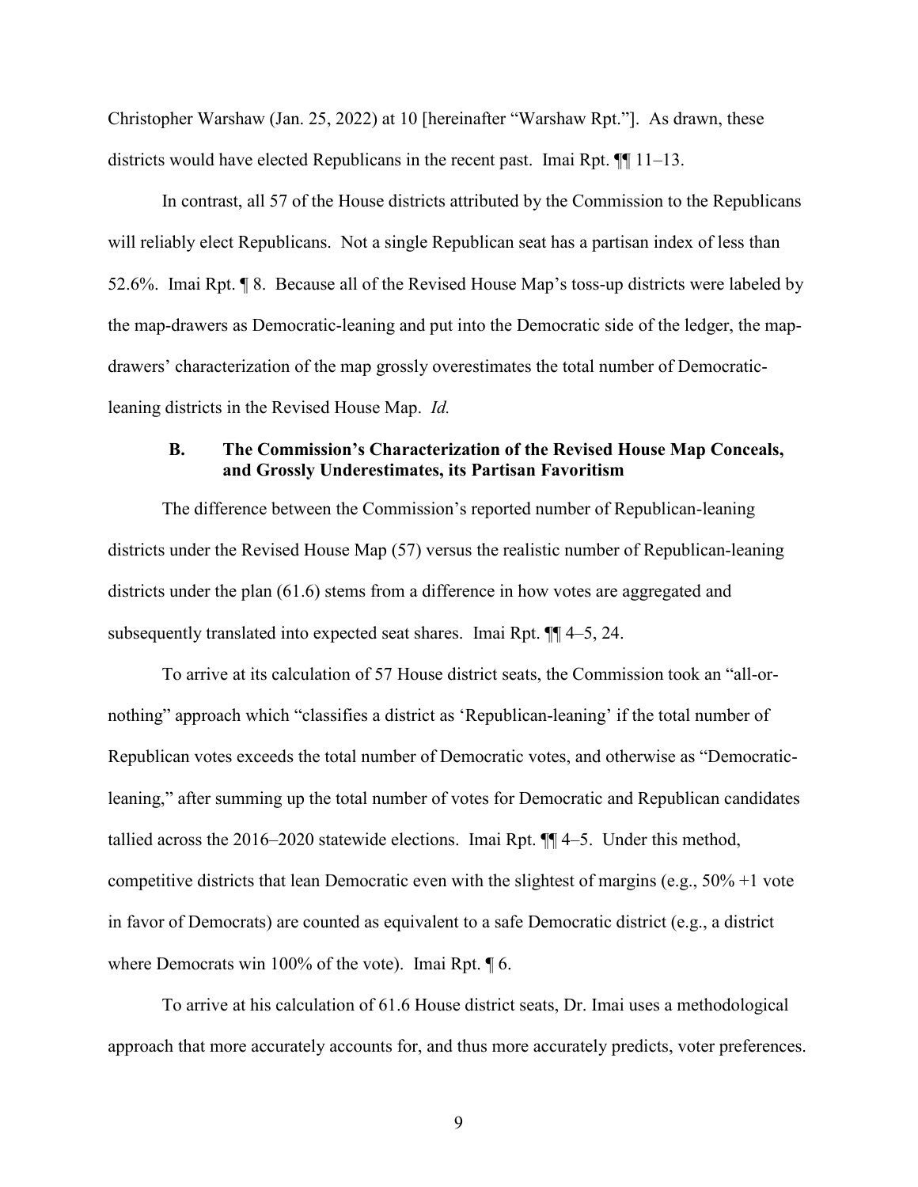Christopher Warshaw (Jan. 25, 2022) at 10 [hereinafter "Warshaw Rpt."]. As drawn, these districts would have elected Republicans in the recent past. Imai Rpt. ¶¶ 11–13.

In contrast, all 57 of the House districts attributed by the Commission to the Republicans will reliably elect Republicans. Not a single Republican seat has a partisan index of less than 52.6%. Imai Rpt. ¶ 8. Because all of the Revised House Map's toss-up districts were labeled by the map-drawers as Democratic-leaning and put into the Democratic side of the ledger, the map-drawers' characterization of the map grossly overestimates the total number of Democratic-leaning districts in the Revised House Map. *Id.*

### B. The Commission's Characterization of the Revised House Map Conceals, and Grossly Underestimates, its Partisan Favoritism

The difference between the Commission's reported number of Republican-leaning districts under the Revised House Map (57) versus the realistic number of Republican-leaning districts under the plan (61.6) stems from a difference in how votes are aggregated and subsequently translated into expected seat shares. Imai Rpt. ¶¶ 4–5, 24.

To arrive at its calculation of 57 House district seats, the Commission took an "all-or-nothing" approach which "classifies a district as 'Republican-leaning' if the total number of Republican votes exceeds the total number of Democratic votes, and otherwise as "Democratic-leaning," after summing up the total number of votes for Democratic and Republican candidates tallied across the 2016–2020 statewide elections. Imai Rpt. ¶¶ 4–5. Under this method, competitive districts that lean Democratic even with the slightest of margins (e.g., 50% +1 vote in favor of Democrats) are counted as equivalent to a safe Democratic district (e.g., a district where Democrats win 100% of the vote). Imai Rpt. ¶ 6.

To arrive at his calculation of 61.6 House district seats, Dr. Imai uses a methodological approach that more accurately accounts for, and thus more accurately predicts, voter preferences.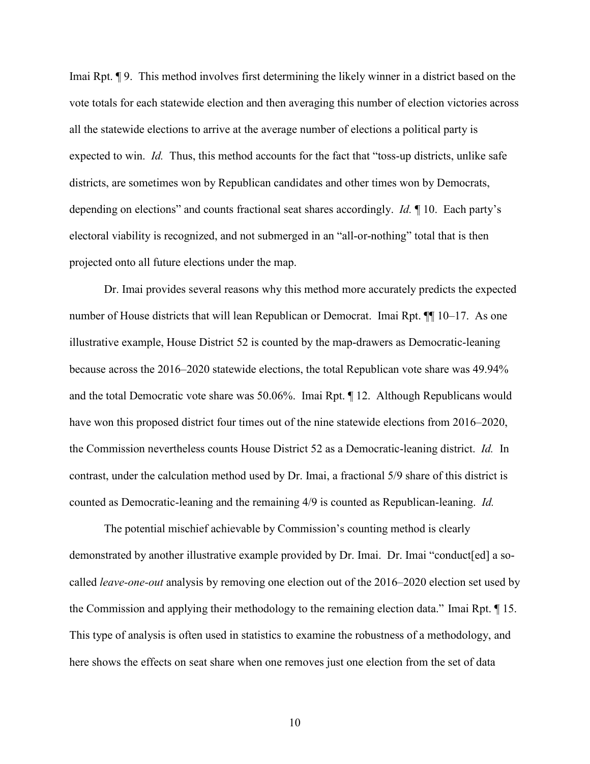Imai Rpt. ¶ 9. This method involves first determining the likely winner in a district based on the vote totals for each statewide election and then averaging this number of election victories across all the statewide elections to arrive at the average number of elections a political party is expected to win. *Id.* Thus, this method accounts for the fact that "toss-up districts, unlike safe districts, are sometimes won by Republican candidates and other times won by Democrats, depending on elections" and counts fractional seat shares accordingly. *Id.* ¶ 10. Each party's electoral viability is recognized, and not submerged in an "all-or-nothing" total that is then projected onto all future elections under the map.

Dr. Imai provides several reasons why this method more accurately predicts the expected number of House districts that will lean Republican or Democrat. Imai Rpt. ¶¶ 10–17. As one illustrative example, House District 52 is counted by the map-drawers as Democratic-leaning because across the 2016–2020 statewide elections, the total Republican vote share was 49.94% and the total Democratic vote share was 50.06%. Imai Rpt. ¶ 12. Although Republicans would have won this proposed district four times out of the nine statewide elections from 2016–2020, the Commission nevertheless counts House District 52 as a Democratic-leaning district. *Id.* In contrast, under the calculation method used by Dr. Imai, a fractional 5/9 share of this district is counted as Democratic-leaning and the remaining 4/9 is counted as Republican-leaning. *Id.*

The potential mischief achievable by Commission's counting method is clearly demonstrated by another illustrative example provided by Dr. Imai. Dr. Imai "conduct[ed] a so-called *leave-one-out* analysis by removing one election out of the 2016–2020 election set used by the Commission and applying their methodology to the remaining election data." Imai Rpt. ¶ 15. This type of analysis is often used in statistics to examine the robustness of a methodology, and here shows the effects on seat share when one removes just one election from the set of data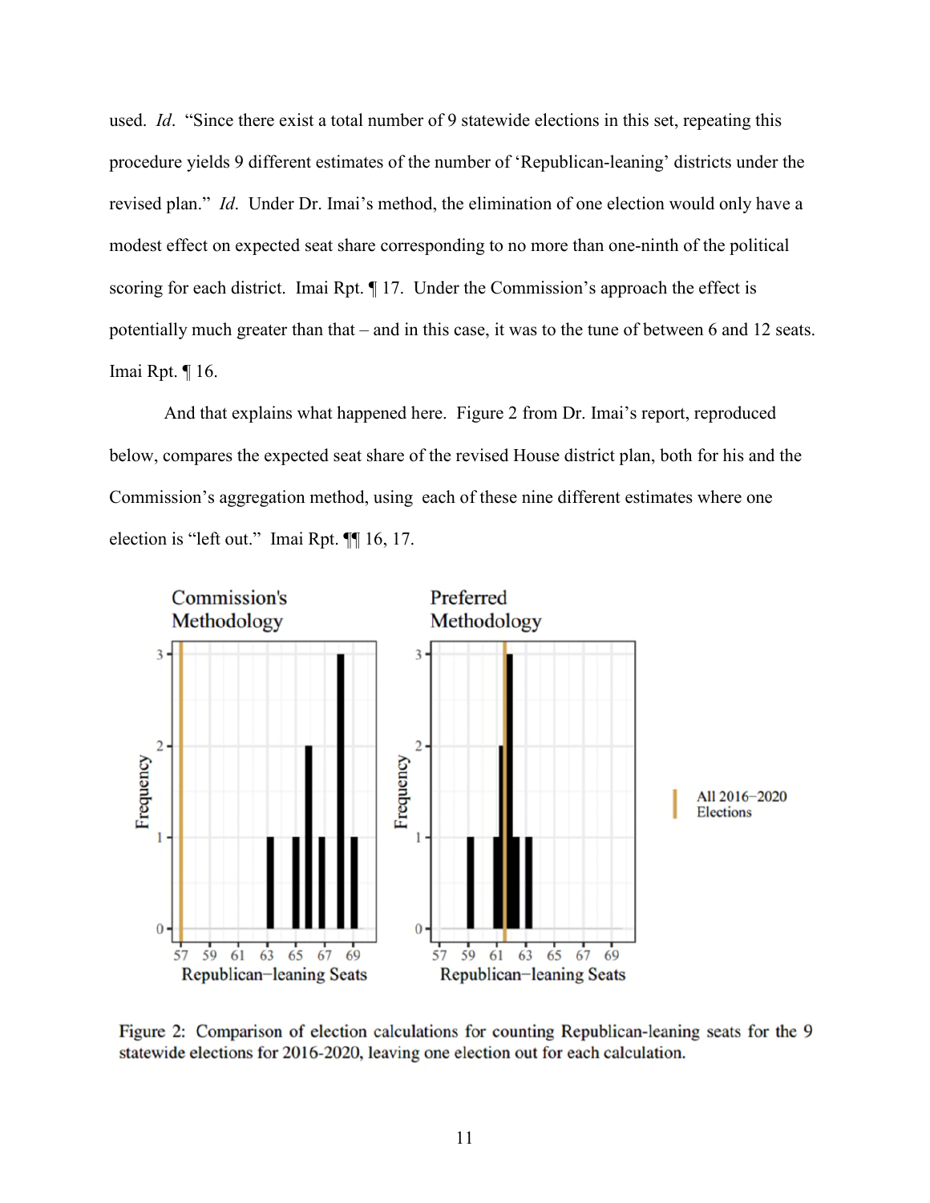used. *Id*. "Since there exist a total number of 9 statewide elections in this set, repeating this procedure yields 9 different estimates of the number of 'Republican-leaning' districts under the revised plan." *Id*. Under Dr. Imai's method, the elimination of one election would only have a modest effect on expected seat share corresponding to no more than one-ninth of the political scoring for each district. Imai Rpt. ¶ 17. Under the Commission's approach the effect is potentially much greater than that – and in this case, it was to the tune of between 6 and 12 seats. Imai Rpt. ¶ 16.

And that explains what happened here. Figure 2 from Dr. Imai's report, reproduced below, compares the expected seat share of the revised House district plan, both for his and the Commission's aggregation method, using each of these nine different estimates where one election is "left out." Imai Rpt. ¶¶ 16, 17.

Figure 2: Comparison of election calculations for counting Republican-leaning seats for the 9 statewide elections for 2016-2020, leaving one election out for each calculation.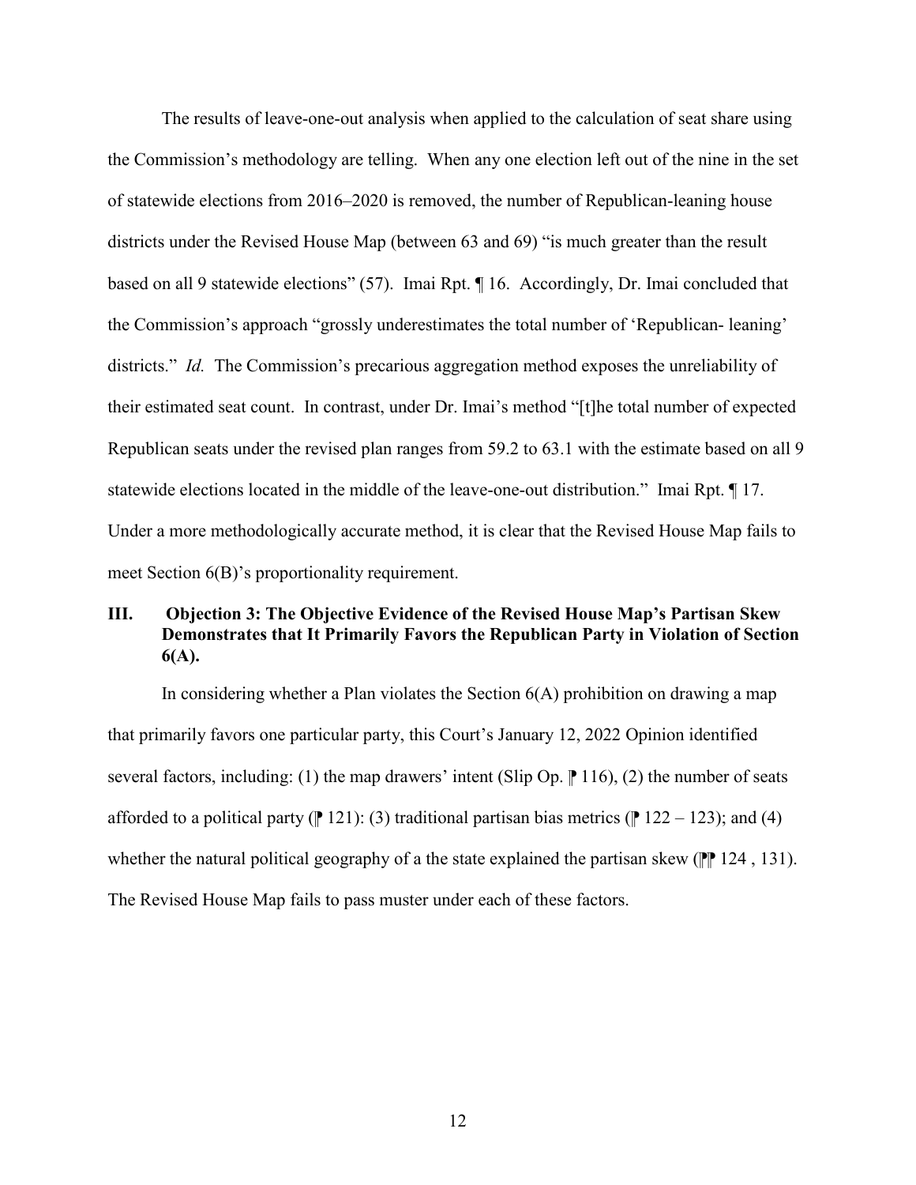The results of leave-one-out analysis when applied to the calculation of seat share using the Commission's methodology are telling. When any one election left out of the nine in the set of statewide elections from 2016–2020 is removed, the number of Republican-leaning house districts under the Revised House Map (between 63 and 69) "is much greater than the result based on all 9 statewide elections" (57). Imai Rpt. ¶ 16. Accordingly, Dr. Imai concluded that the Commission's approach "grossly underestimates the total number of 'Republican- leaning' districts." *Id.* The Commission's precarious aggregation method exposes the unreliability of their estimated seat count. In contrast, under Dr. Imai's method "[t]he total number of expected Republican seats under the revised plan ranges from 59.2 to 63.1 with the estimate based on all 9 statewide elections located in the middle of the leave-one-out distribution." Imai Rpt. ¶ 17. Under a more methodologically accurate method, it is clear that the Revised House Map fails to meet Section 6(B)'s proportionality requirement.

## III. Objection 3: The Objective Evidence of the Revised House Map's Partisan Skew Demonstrates that It Primarily Favors the Republican Party in Violation of Section 6(A).

In considering whether a Plan violates the Section 6(A) prohibition on drawing a map that primarily favors one particular party, this Court's January 12, 2022 Opinion identified several factors, including: (1) the map drawers' intent (Slip Op. ⁋ 116), (2) the number of seats afforded to a political party (⁋ 121): (3) traditional partisan bias metrics (⁋ 122 – 123); and (4) whether the natural political geography of a the state explained the partisan skew (⁋⁋ 124 , 131). The Revised House Map fails to pass muster under each of these factors.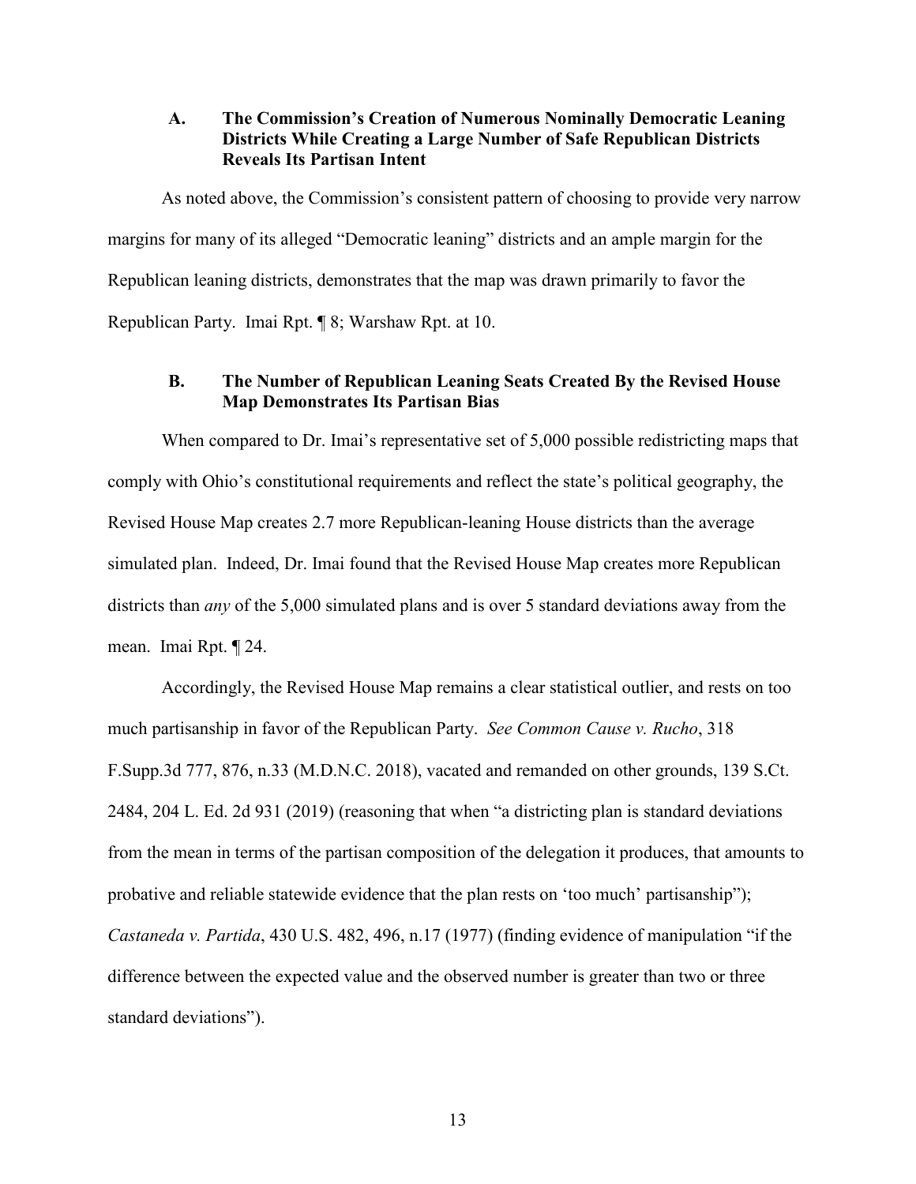### A. The Commission's Creation of Numerous Nominally Democratic Leaning Districts While Creating a Large Number of Safe Republican Districts Reveals Its Partisan Intent

As noted above, the Commission's consistent pattern of choosing to provide very narrow margins for many of its alleged "Democratic leaning" districts and an ample margin for the Republican leaning districts, demonstrates that the map was drawn primarily to favor the Republican Party. Imai Rpt. ¶ 8; Warshaw Rpt. at 10.

### B. The Number of Republican Leaning Seats Created By the Revised House Map Demonstrates Its Partisan Bias

When compared to Dr. Imai's representative set of 5,000 possible redistricting maps that comply with Ohio's constitutional requirements and reflect the state's political geography, the Revised House Map creates 2.7 more Republican-leaning House districts than the average simulated plan. Indeed, Dr. Imai found that the Revised House Map creates more Republican districts than *any* of the 5,000 simulated plans and is over 5 standard deviations away from the mean. Imai Rpt. ¶ 24.

Accordingly, the Revised House Map remains a clear statistical outlier, and rests on too much partisanship in favor of the Republican Party. *See Common Cause v. Rucho*, 318 F.Supp.3d 777, 876, n.33 (M.D.N.C. 2018), vacated and remanded on other grounds, 139 S.Ct. 2484, 204 L. Ed. 2d 931 (2019) (reasoning that when "a districting plan is standard deviations from the mean in terms of the partisan composition of the delegation it produces, that amounts to probative and reliable statewide evidence that the plan rests on 'too much' partisanship"); *Castaneda v. Partida*, 430 U.S. 482, 496, n.17 (1977) (finding evidence of manipulation "if the difference between the expected value and the observed number is greater than two or three standard deviations").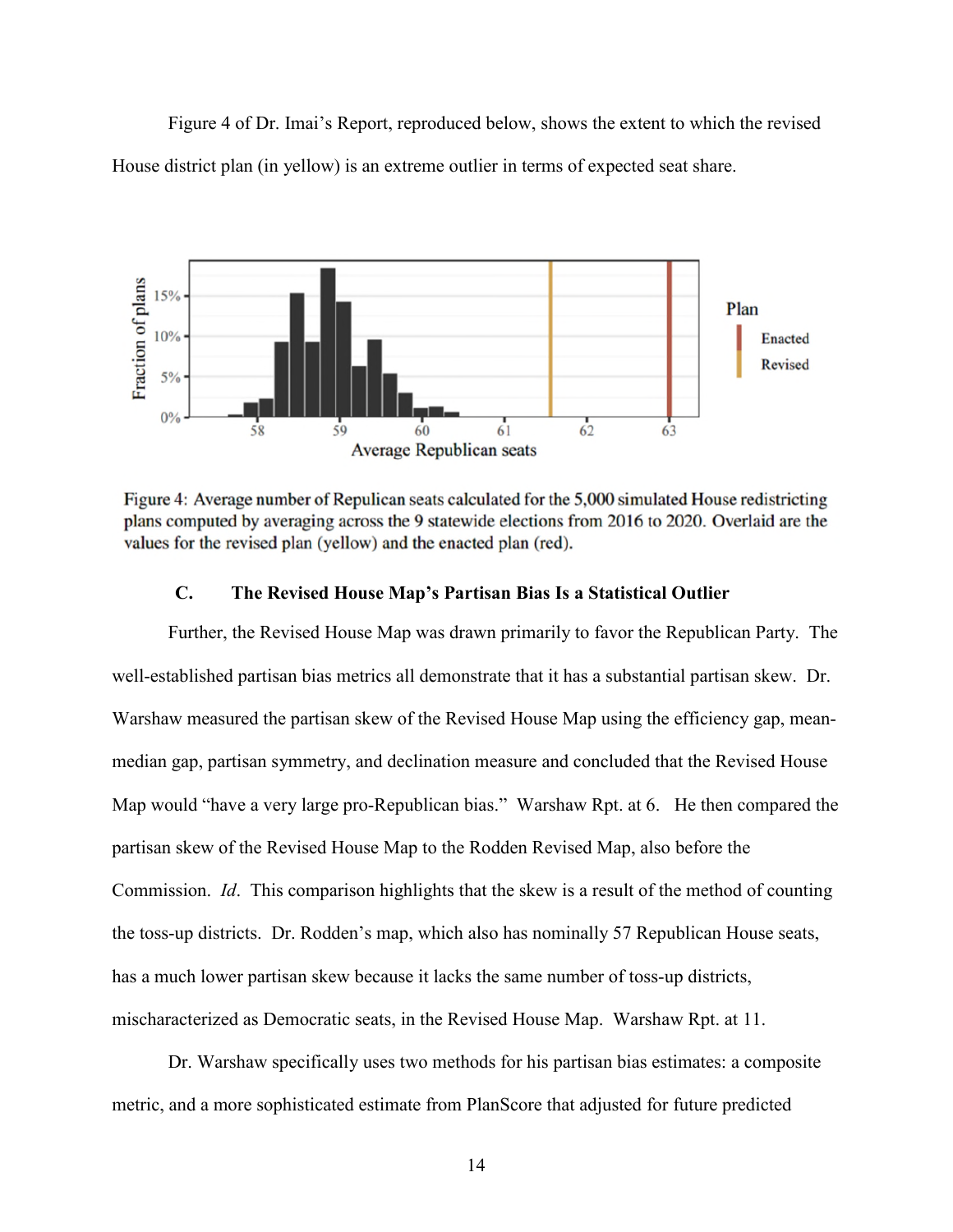Figure 4 of Dr. Imai's Report, reproduced below, shows the extent to which the revised House district plan (in yellow) is an extreme outlier in terms of expected seat share.

Figure 4: Average number of Repulican seats calculated for the 5,000 simulated House redistricting plans computed by averaging across the 9 statewide elections from 2016 to 2020. Overlaid are the values for the revised plan (yellow) and the enacted plan (red).

### C. The Revised House Map's Partisan Bias Is a Statistical Outlier

Further, the Revised House Map was drawn primarily to favor the Republican Party. The well-established partisan bias metrics all demonstrate that it has a substantial partisan skew. Dr. Warshaw measured the partisan skew of the Revised House Map using the efficiency gap, mean-median gap, partisan symmetry, and declination measure and concluded that the Revised House Map would "have a very large pro-Republican bias." Warshaw Rpt. at 6. He then compared the partisan skew of the Revised House Map to the Rodden Revised Map, also before the Commission. *Id*. This comparison highlights that the skew is a result of the method of counting the toss-up districts. Dr. Rodden's map, which also has nominally 57 Republican House seats, has a much lower partisan skew because it lacks the same number of toss-up districts, mischaracterized as Democratic seats, in the Revised House Map. Warshaw Rpt. at 11.

Dr. Warshaw specifically uses two methods for his partisan bias estimates: a composite metric, and a more sophisticated estimate from PlanScore that adjusted for future predicted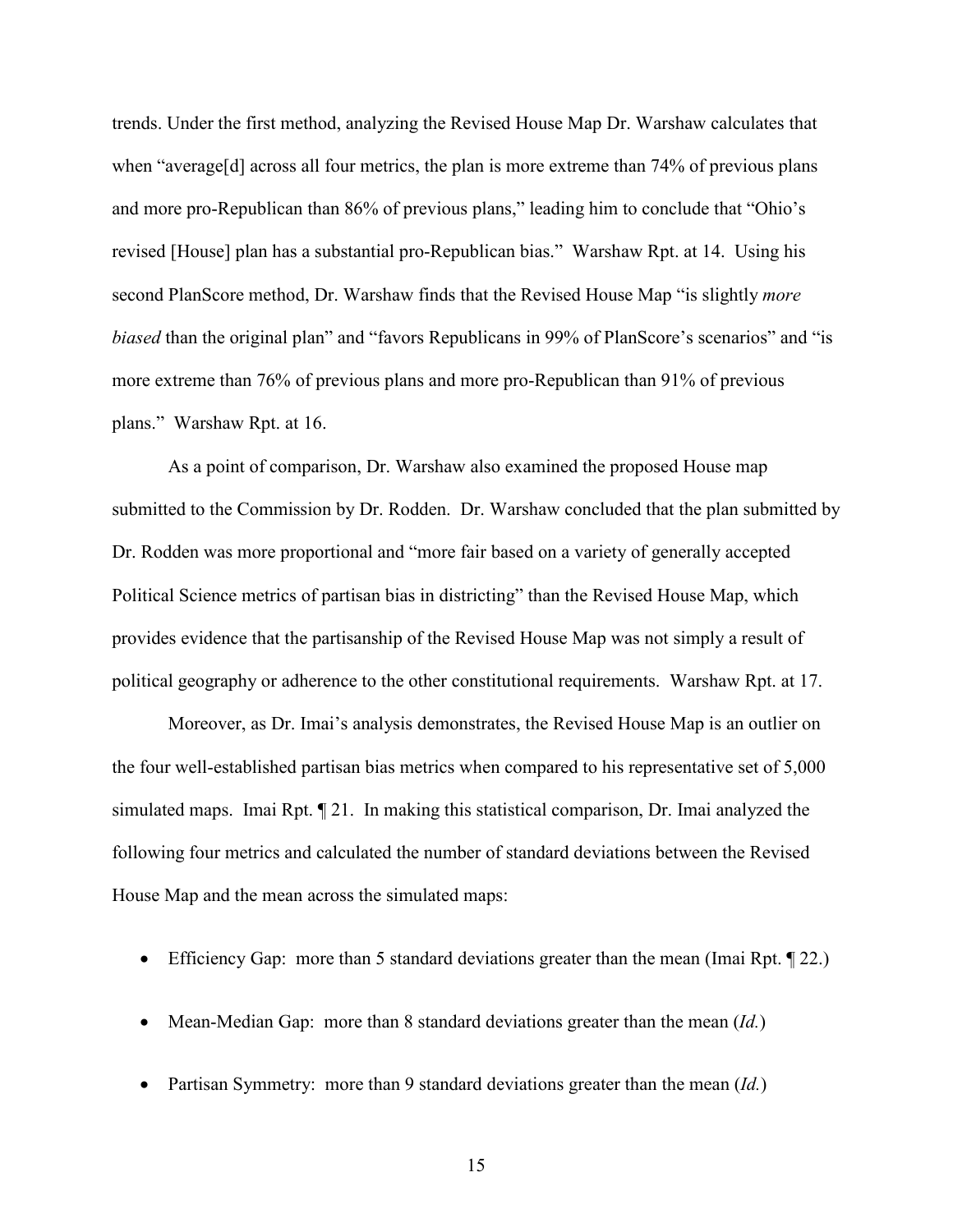trends. Under the first method, analyzing the Revised House Map Dr. Warshaw calculates that when "average[d] across all four metrics, the plan is more extreme than 74% of previous plans and more pro-Republican than 86% of previous plans," leading him to conclude that "Ohio's revised [House] plan has a substantial pro-Republican bias." Warshaw Rpt. at 14. Using his second PlanScore method, Dr. Warshaw finds that the Revised House Map "is slightly *more biased* than the original plan" and "favors Republicans in 99% of PlanScore's scenarios" and "is more extreme than 76% of previous plans and more pro-Republican than 91% of previous plans." Warshaw Rpt. at 16.

As a point of comparison, Dr. Warshaw also examined the proposed House map submitted to the Commission by Dr. Rodden. Dr. Warshaw concluded that the plan submitted by Dr. Rodden was more proportional and "more fair based on a variety of generally accepted Political Science metrics of partisan bias in districting" than the Revised House Map, which provides evidence that the partisanship of the Revised House Map was not simply a result of political geography or adherence to the other constitutional requirements. Warshaw Rpt. at 17.

Moreover, as Dr. Imai's analysis demonstrates, the Revised House Map is an outlier on the four well-established partisan bias metrics when compared to his representative set of 5,000 simulated maps. Imai Rpt. ¶ 21. In making this statistical comparison, Dr. Imai analyzed the following four metrics and calculated the number of standard deviations between the Revised House Map and the mean across the simulated maps:

- Efficiency Gap: more than 5 standard deviations greater than the mean (Imai Rpt. ¶ 22.)
- Mean-Median Gap: more than 8 standard deviations greater than the mean (*Id.*)
- Partisan Symmetry: more than 9 standard deviations greater than the mean (*Id.*)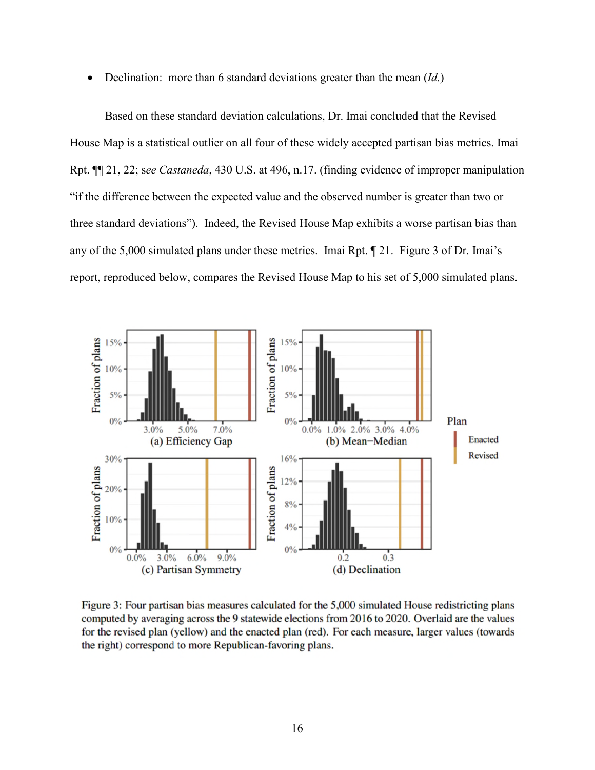- Declination: more than 6 standard deviations greater than the mean (*Id.*)

Based on these standard deviation calculations, Dr. Imai concluded that the Revised House Map is a statistical outlier on all four of these widely accepted partisan bias metrics. Imai Rpt. ¶¶ 21, 22; s*ee Castaneda*, 430 U.S. at 496, n.17. (finding evidence of improper manipulation "if the difference between the expected value and the observed number is greater than two or three standard deviations"). Indeed, the Revised House Map exhibits a worse partisan bias than any of the 5,000 simulated plans under these metrics. Imai Rpt. ¶ 21. Figure 3 of Dr. Imai's report, reproduced below, compares the Revised House Map to his set of 5,000 simulated plans.

Figure 3: Four partisan bias measures calculated for the 5,000 simulated House redistricting plans computed by averaging across the 9 statewide elections from 2016 to 2020. Overlaid are the values for the revised plan (yellow) and the enacted plan (red). For each measure, larger values (towards the right) correspond to more Republican-favoring plans.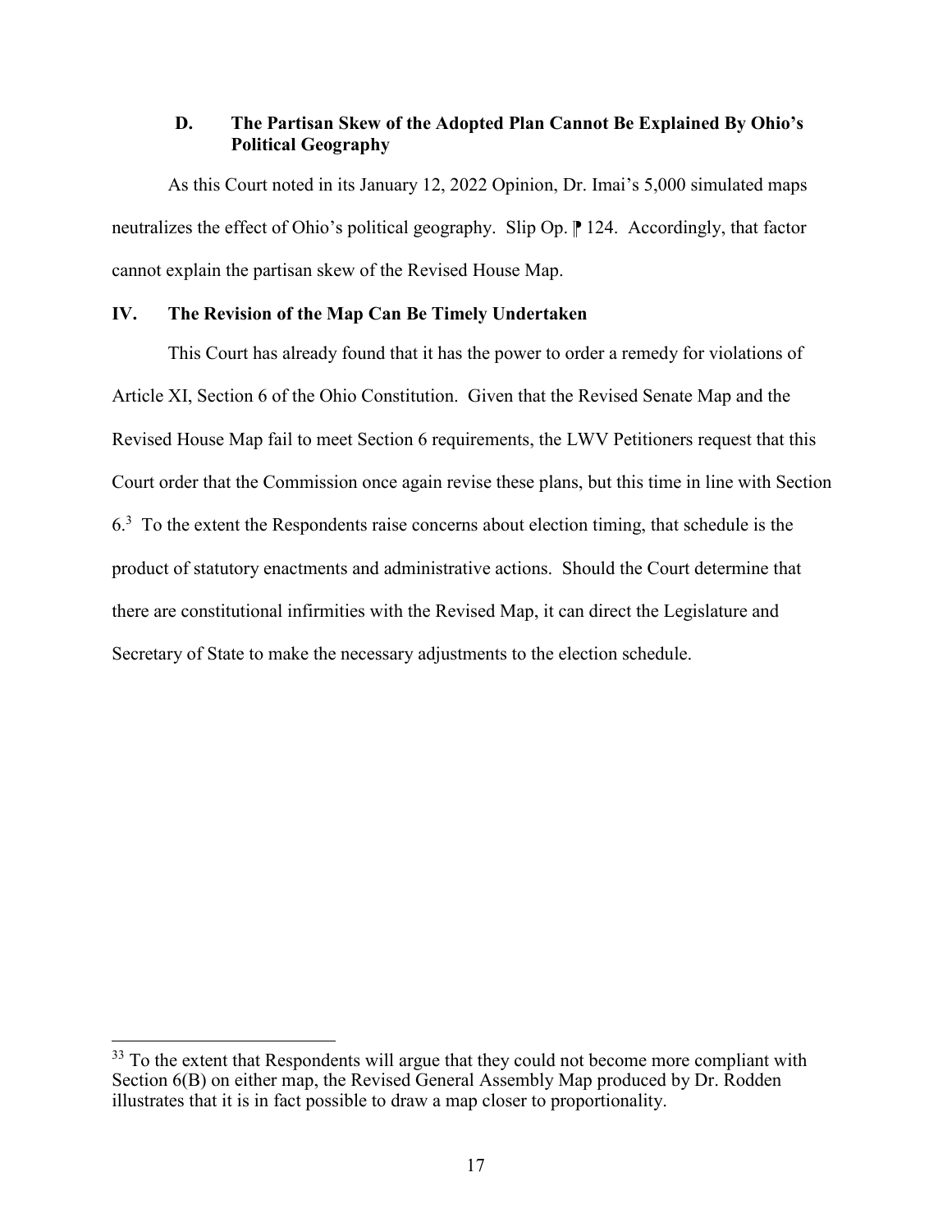### D. The Partisan Skew of the Adopted Plan Cannot Be Explained By Ohio's Political Geography

As this Court noted in its January 12, 2022 Opinion, Dr. Imai's 5,000 simulated maps neutralizes the effect of Ohio's political geography. Slip Op. ¶ 124. Accordingly, that factor cannot explain the partisan skew of the Revised House Map.

## IV. The Revision of the Map Can Be Timely Undertaken

This Court has already found that it has the power to order a remedy for violations of Article XI, Section 6 of the Ohio Constitution. Given that the Revised Senate Map and the Revised House Map fail to meet Section 6 requirements, the LWV Petitioners request that this Court order that the Commission once again revise these plans, but this time in line with Section 6.[3] To the extent the Respondents raise concerns about election timing, that schedule is the product of statutory enactments and administrative actions. Should the Court determine that there are constitutional infirmities with the Revised Map, it can direct the Legislature and Secretary of State to make the necessary adjustments to the election schedule.

---

[33] To the extent that Respondents will argue that they could not become more compliant with Section 6(B) on either map, the Revised General Assembly Map produced by Dr. Rodden illustrates that it is in fact possible to draw a map closer to proportionality.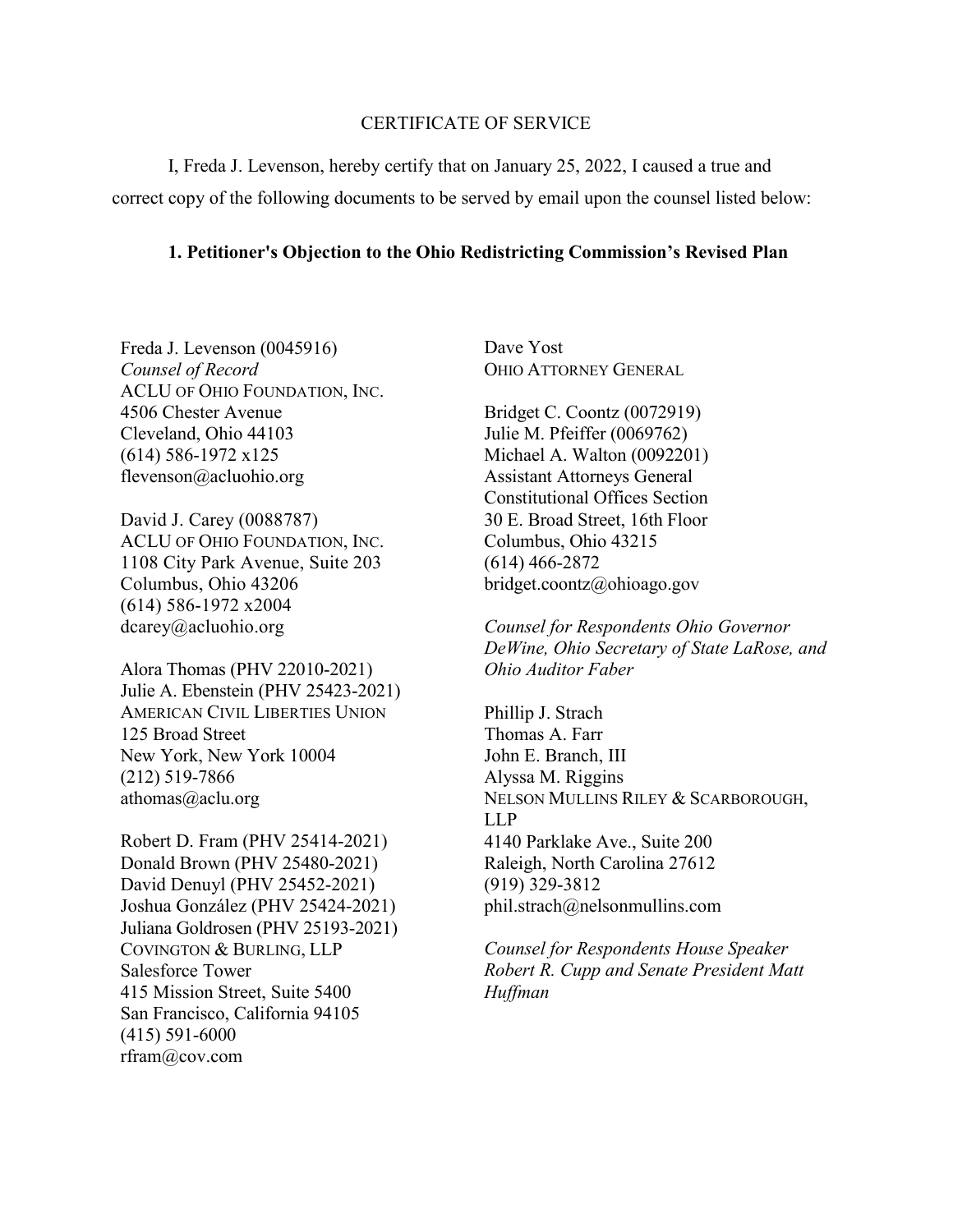CERTIFICATE OF SERVICE

I, Freda J. Levenson, hereby certify that on January 25, 2022, I caused a true and correct copy of the following documents to be served by email upon the counsel listed below:

**1. Petitioner's Objection to the Ohio Redistricting Commission's Revised Plan**

Freda J. Levenson (0045916)
*Counsel of Record*
ACLU OF OHIO FOUNDATION, INC.
4506 Chester Avenue
Cleveland, Ohio 44103
(614) 586-1972 x125
flevenson@acluohio.org

David J. Carey (0088787)
ACLU OF OHIO FOUNDATION, INC.
1108 City Park Avenue, Suite 203
Columbus, Ohio 43206
(614) 586-1972 x2004
dcarey@acluohio.org

Alora Thomas (PHV 22010-2021)
Julie A. Ebenstein (PHV 25423-2021)
AMERICAN CIVIL LIBERTIES UNION
125 Broad Street
New York, New York 10004
(212) 519-7866
athomas@aclu.org

Robert D. Fram (PHV 25414-2021)
Donald Brown (PHV 25480-2021)
David Denuyl (PHV 25452-2021)
Joshua González (PHV 25424-2021)
Juliana Goldrosen (PHV 25193-2021)
COVINGTON & BURLING, LLP
Salesforce Tower
415 Mission Street, Suite 5400
San Francisco, California 94105
(415) 591-6000
rfram@cov.com

Dave Yost
OHIO ATTORNEY GENERAL

Bridget C. Coontz (0072919)
Julie M. Pfeiffer (0069762)
Michael A. Walton (0092201)
Assistant Attorneys General
Constitutional Offices Section
30 E. Broad Street, 16th Floor
Columbus, Ohio 43215
(614) 466-2872
bridget.coontz@ohioago.gov

*Counsel for Respondents Ohio Governor DeWine, Ohio Secretary of State LaRose, and Ohio Auditor Faber*

Phillip J. Strach
Thomas A. Farr
John E. Branch, III
Alyssa M. Riggins
NELSON MULLINS RILEY & SCARBOROUGH, LLP
4140 Parklake Ave., Suite 200
Raleigh, North Carolina 27612
(919) 329-3812
phil.strach@nelsonmullins.com

*Counsel for Respondents House Speaker Robert R. Cupp and Senate President Matt Huffman*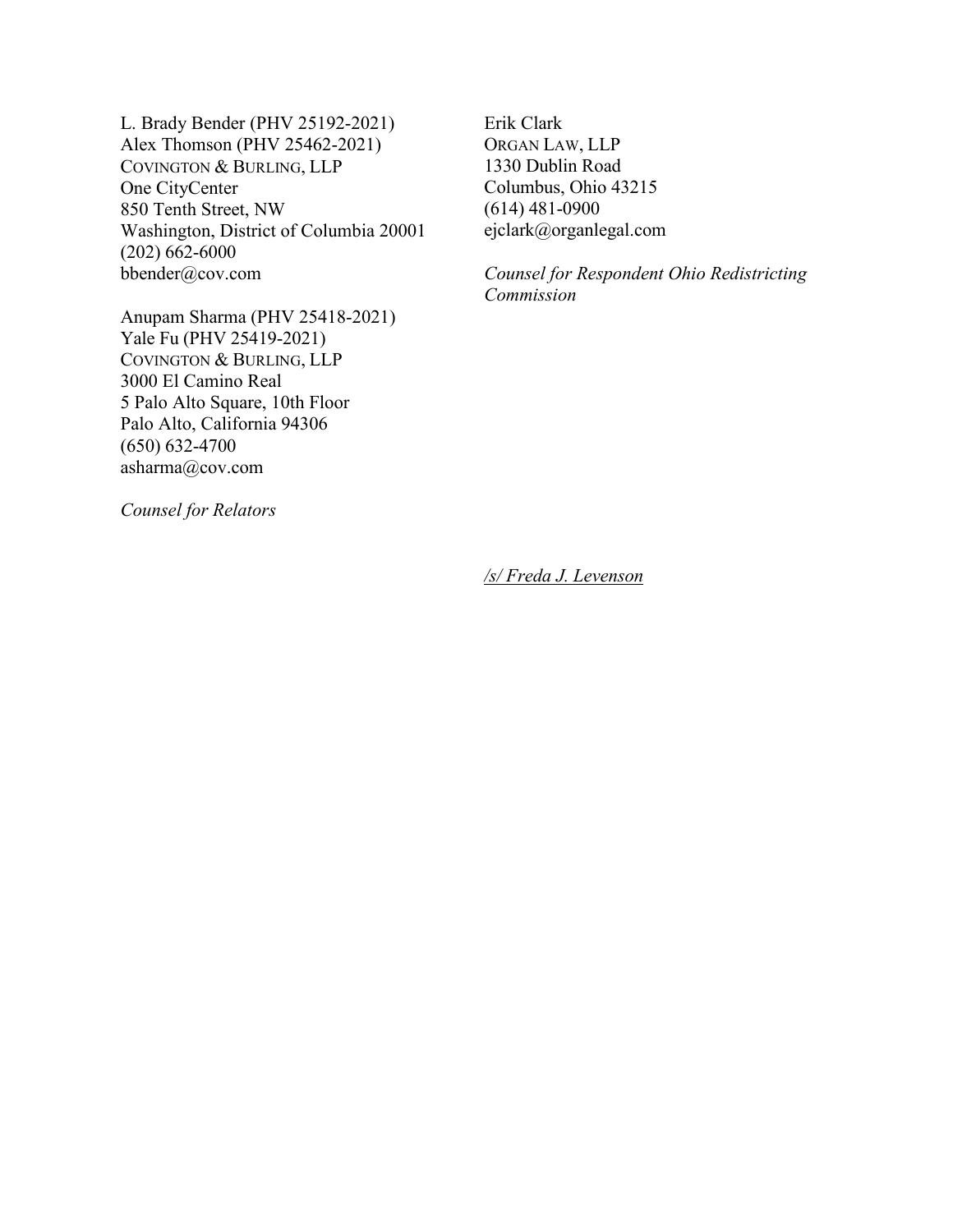L. Brady Bender (PHV 25192-2021)
Alex Thomson (PHV 25462-2021)
COVINGTON & BURLING, LLP
One CityCenter
850 Tenth Street, NW
Washington, District of Columbia 20001
(202) 662-6000
bbender@cov.com

Anupam Sharma (PHV 25418-2021)
Yale Fu (PHV 25419-2021)
COVINGTON & BURLING, LLP
3000 El Camino Real
5 Palo Alto Square, 10th Floor
Palo Alto, California 94306
(650) 632-4700
asharma@cov.com

*Counsel for Relators*

Erik Clark
ORGAN LAW, LLP
1330 Dublin Road
Columbus, Ohio 43215
(614) 481-0900
ejclark@organlegal.com

*Counsel for Respondent Ohio Redistricting Commission*

*/s/ Freda J. Levenson*